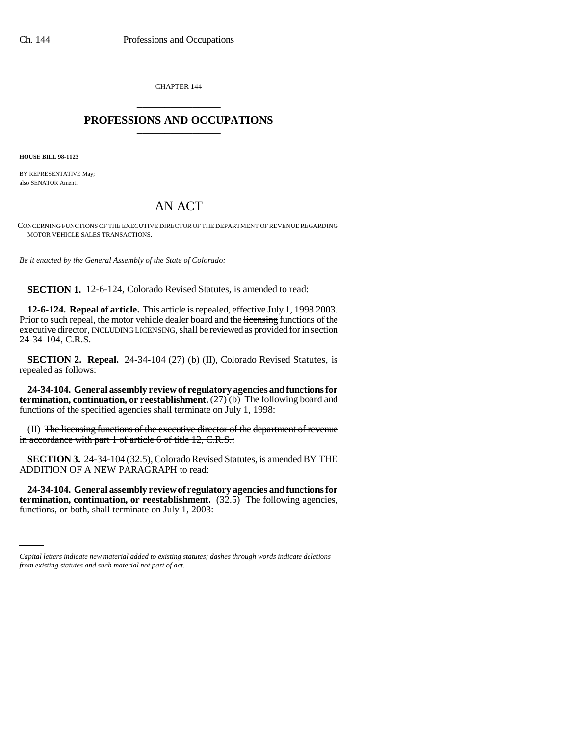CHAPTER 144

# PROFESSIONS AND OCCUPATIONS

**HOUSE BILL 98-1123**

BY REPRESENTATIVE May;
also SENATOR Ament.

# AN ACT

CONCERNING FUNCTIONS OF THE EXECUTIVE DIRECTOR OF THE DEPARTMENT OF REVENUE REGARDING MOTOR VEHICLE SALES TRANSACTIONS.

*Be it enacted by the General Assembly of the State of Colorado:*

**SECTION 1.** 12-6-124, Colorado Revised Statutes, is amended to read:

**12-6-124. Repeal of article.** This article is repealed, effective July 1, ~~1998~~ 2003. Prior to such repeal, the motor vehicle dealer board and the ~~licensing~~ functions of the executive director, INCLUDING LICENSING, shall be reviewed as provided for in section 24-34-104, C.R.S.

**SECTION 2. Repeal.** 24-34-104 (27) (b) (II), Colorado Revised Statutes, is repealed as follows:

**24-34-104. General assembly review of regulatory agencies and functions for termination, continuation, or reestablishment.** (27) (b) The following board and functions of the specified agencies shall terminate on July 1, 1998:

(II) ~~The licensing functions of the executive director of the department of revenue in accordance with part 1 of article 6 of title 12, C.R.S.;~~

**SECTION 3.** 24-34-104 (32.5), Colorado Revised Statutes, is amended BY THE ADDITION OF A NEW PARAGRAPH to read:

**24-34-104. General assembly review of regulatory agencies and functions for termination, continuation, or reestablishment.** (32.5) The following agencies, functions, or both, shall terminate on July 1, 2003:

*Capital letters indicate new material added to existing statutes; dashes through words indicate deletions from existing statutes and such material not part of act.*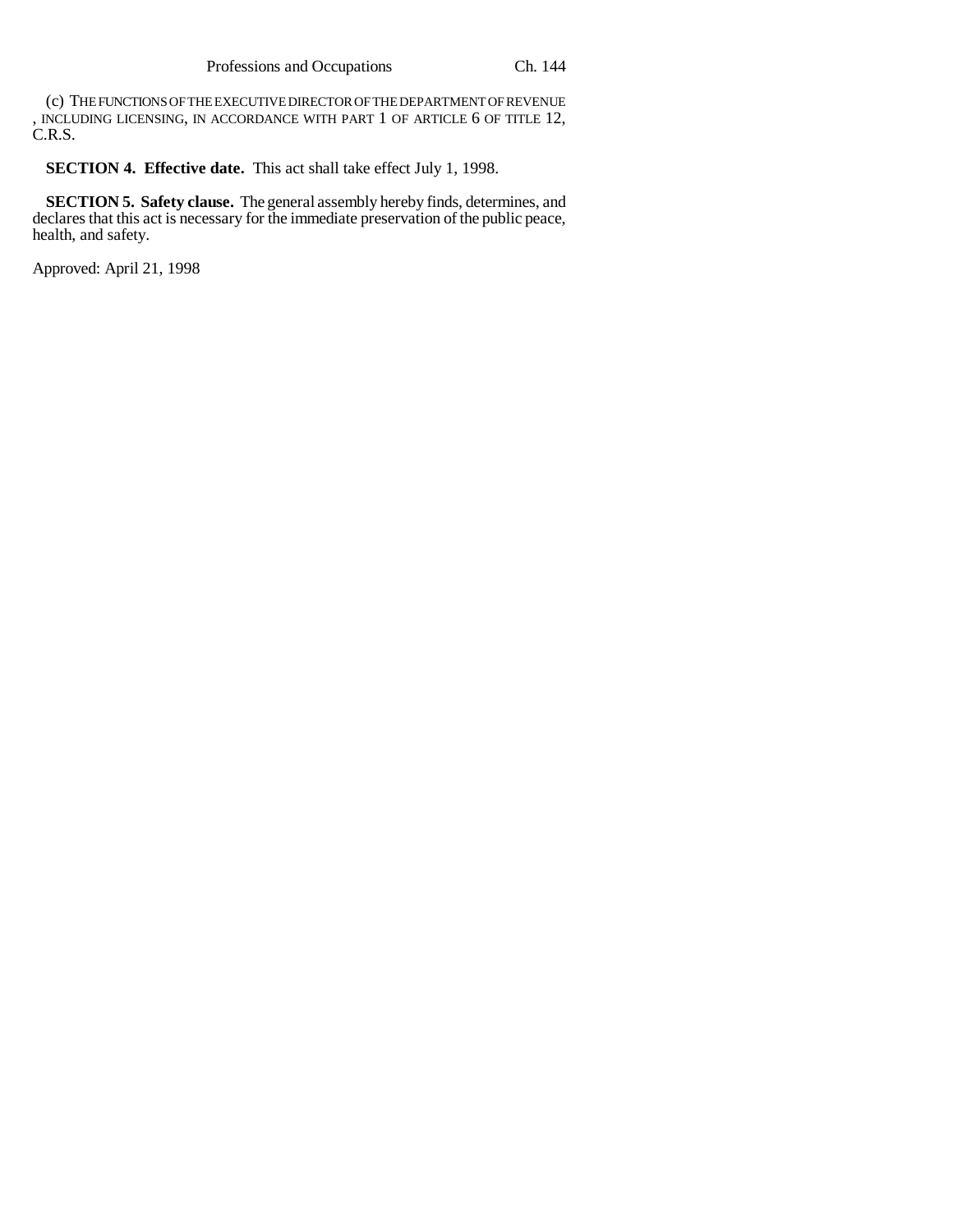(c) THE FUNCTIONS OF THE EXECUTIVE DIRECTOR OF THE DEPARTMENT OF REVENUE, INCLUDING LICENSING, IN ACCORDANCE WITH PART 1 OF ARTICLE 6 OF TITLE 12, C.R.S.

**SECTION 4. Effective date.** This act shall take effect July 1, 1998.

**SECTION 5. Safety clause.** The general assembly hereby finds, determines, and declares that this act is necessary for the immediate preservation of the public peace, health, and safety.

Approved: April 21, 1998